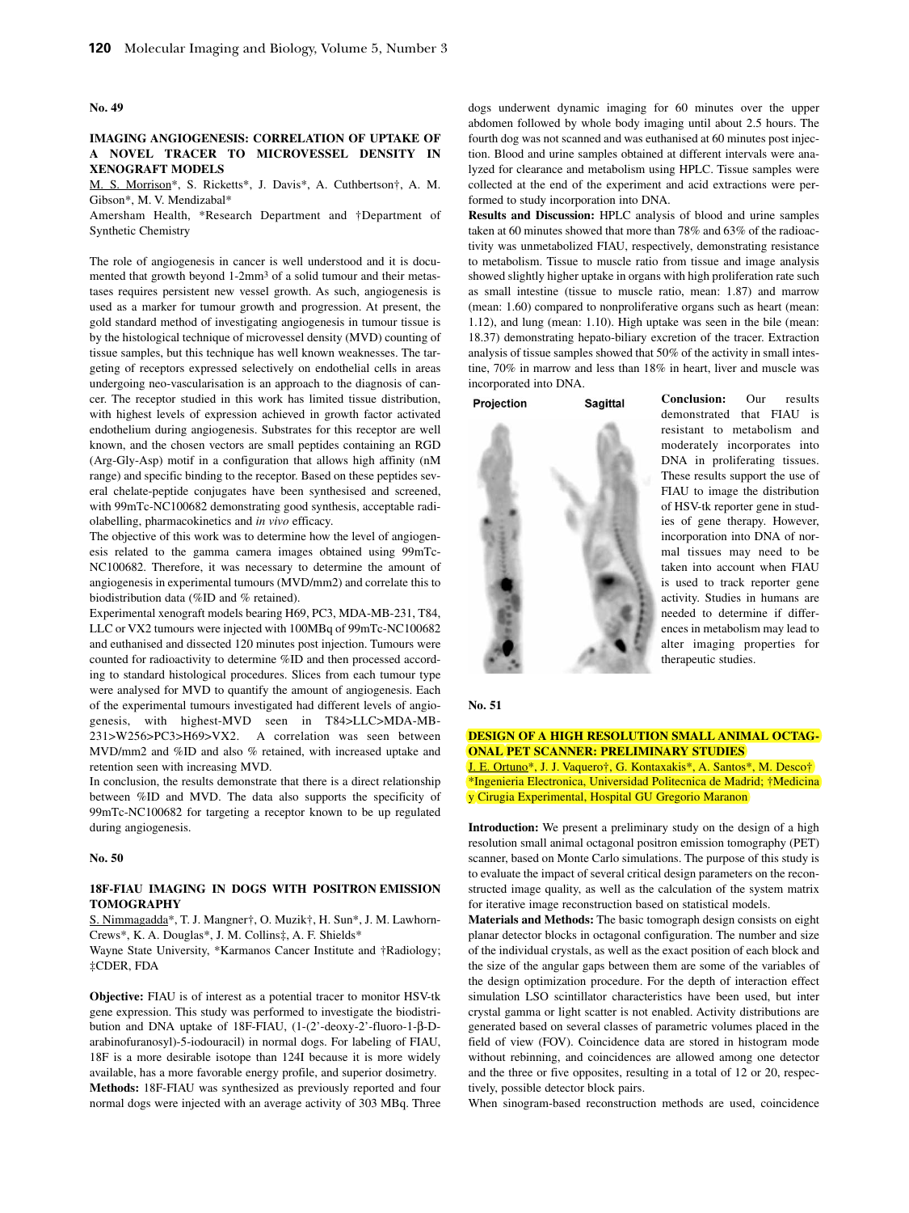## No. 49

### IMAGING ANGIOGENESIS: CORRELATION OF UPTAKE OF A NOVEL TRACER TO MICROVESSEL DENSITY IN XENOGRAFT MODELS

M. S. Morrison*, S. Ricketts*, J. Davis*, A. Cuthbertson†, A. M. Gibson*, M. V. Mendizabal*

Amersham Health, *Research Department and †Department of Synthetic Chemistry

The role of angiogenesis in cancer is well understood and it is documented that growth beyond 1-2mm$^3$ of a solid tumour and their metastases requires persistent new vessel growth. As such, angiogenesis is used as a marker for tumour growth and progression. At present, the gold standard method of investigating angiogenesis in tumour tissue is by the histological technique of microvessel density (MVD) counting of tissue samples, but this technique has well known weaknesses. The targeting of receptors expressed selectively on endothelial cells in areas undergoing neo-vascularisation is an approach to the diagnosis of cancer. The receptor studied in this work has limited tissue distribution, with highest levels of expression achieved in growth factor activated endothelium during angiogenesis. Substrates for this receptor are well known, and the chosen vectors are small peptides containing an RGD (Arg-Gly-Asp) motif in a configuration that allows high affinity (nM range) and specific binding to the receptor. Based on these peptides several chelate-peptide conjugates have been synthesised and screened, with 99mTc-NC100682 demonstrating good synthesis, acceptable radiolabelling, pharmacokinetics and *in vivo* efficacy.

The objective of this work was to determine how the level of angiogenesis related to the gamma camera images obtained using 99mTc-NC100682. Therefore, it was necessary to determine the amount of angiogenesis in experimental tumours (MVD/mm2) and correlate this to biodistribution data (%ID and % retained).

Experimental xenograft models bearing H69, PC3, MDA-MB-231, T84, LLC or VX2 tumours were injected with 100MBq of 99mTc-NC100682 and euthanised and dissected 120 minutes post injection. Tumours were counted for radioactivity to determine %ID and then processed according to standard histological procedures. Slices from each tumour type were analysed for MVD to quantify the amount of angiogenesis. Each of the experimental tumours investigated had different levels of angiogenesis, with highest-MVD seen in T84>LLC>MDA-MB-231>W256>PC3>H69>VX2. A correlation was seen between MVD/mm2 and %ID and also % retained, with increased uptake and retention seen with increasing MVD.

In conclusion, the results demonstrate that there is a direct relationship between %ID and MVD. The data also supports the specificity of 99mTc-NC100682 for targeting a receptor known to be up regulated during angiogenesis.

## No. 50

### 18F-FIAU IMAGING IN DOGS WITH POSITRON EMISSION TOMOGRAPHY

S. Nimmagadda*, T. J. Mangner†, O. Muzik†, H. Sun*, J. M. Lawhorn-Crews*, K. A. Douglas*, J. M. Collins‡, A. F. Shields*

Wayne State University, *Karmanos Cancer Institute and †Radiology; ‡CDER, FDA

**Objective:** FIAU is of interest as a potential tracer to monitor HSV-tk gene expression. This study was performed to investigate the biodistribution and DNA uptake of 18F-FIAU, (1-(2'-deoxy-2'-fluoro-1-β-D-arabinofuranosyl)-5-iodouracil) in normal dogs. For labeling of FIAU, 18F is a more desirable isotope than 124I because it is more widely available, has a more favorable energy profile, and superior dosimetry.

**Methods:** 18F-FIAU was synthesized as previously reported and four normal dogs were injected with an average activity of 303 MBq. Three dogs underwent dynamic imaging for 60 minutes over the upper abdomen followed by whole body imaging until about 2.5 hours. The fourth dog was not scanned and was euthanised at 60 minutes post injection. Blood and urine samples obtained at different intervals were analyzed for clearance and metabolism using HPLC. Tissue samples were collected at the end of the experiment and acid extractions were performed to study incorporation into DNA.

**Results and Discussion:** HPLC analysis of blood and urine samples taken at 60 minutes showed that more than 78% and 63% of the radioactivity was unmetabolized FIAU, respectively, demonstrating resistance to metabolism. Tissue to muscle ratio from tissue and image analysis showed slightly higher uptake in organs with high proliferation rate such as small intestine (tissue to muscle ratio, mean: 1.87) and marrow (mean: 1.60) compared to nonproliferative organs such as heart (mean: 1.12), and lung (mean: 1.10). High uptake was seen in the bile (mean: 18.37) demonstrating hepato-biliary excretion of the tracer. Extraction analysis of tissue samples showed that 50% of the activity in small intestine, 70% in marrow and less than 18% in heart, liver and muscle was incorporated into DNA.

Projection Sagittal

**Conclusion:** Our results demonstrated that FIAU is resistant to metabolism and moderately incorporates into DNA in proliferating tissues. These results support the use of FIAU to image the distribution of HSV-tk reporter gene in studies of gene therapy. However, incorporation into DNA of normal tissues may need to be taken into account when FIAU is used to track reporter gene activity. Studies in humans are needed to determine if differences in metabolism may lead to alter imaging properties for therapeutic studies.

## No. 51

### DESIGN OF A HIGH RESOLUTION SMALL ANIMAL OCTAGONAL PET SCANNER: PRELIMINARY STUDIES

J. E. Ortuno*, J. J. Vaquero†, G. Kontaxakis*, A. Santos*, M. Desco†

*Ingenieria Electronica, Universidad Politecnica de Madrid; †Medicina y Cirugia Experimental, Hospital GU Gregorio Maranon

**Introduction:** We present a preliminary study on the design of a high resolution small animal octagonal positron emission tomography (PET) scanner, based on Monte Carlo simulations. The purpose of this study is to evaluate the impact of several critical design parameters on the reconstructed image quality, as well as the calculation of the system matrix for iterative image reconstruction based on statistical models.

**Materials and Methods:** The basic tomograph design consists on eight planar detector blocks in octagonal configuration. The number and size of the individual crystals, as well as the exact position of each block and the size of the angular gaps between them are some of the variables of the design optimization procedure. For the depth of interaction effect simulation LSO scintillator characteristics have been used, but inter crystal gamma or light scatter is not enabled. Activity distributions are generated based on several classes of parametric volumes placed in the field of view (FOV). Coincidence data are stored in histogram mode without rebinning, and coincidences are allowed among one detector and the three or five opposites, resulting in a total of 12 or 20, respectively, possible detector block pairs.

When sinogram-based reconstruction methods are used, coincidence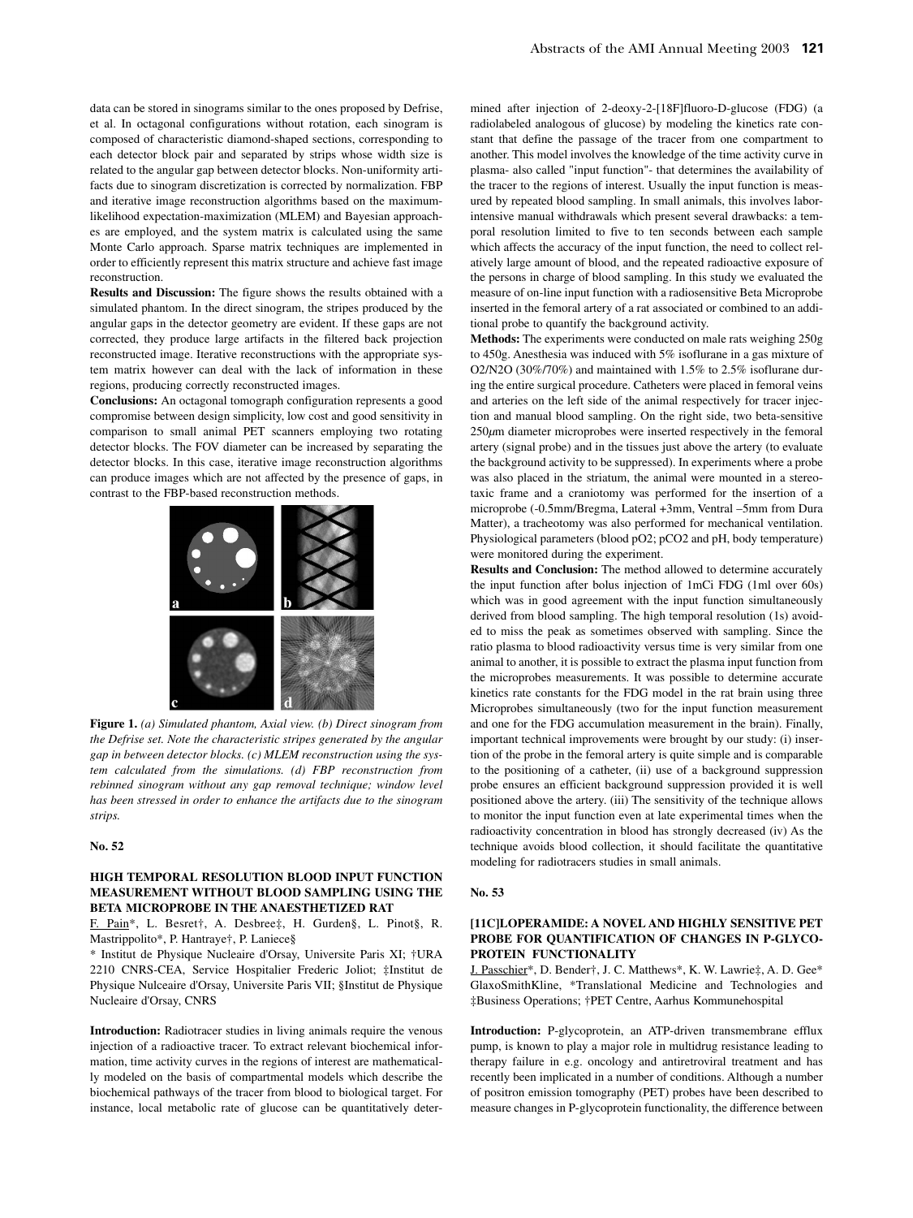data can be stored in sinograms similar to the ones proposed by Defrise, et al. In octagonal configurations without rotation, each sinogram is composed of characteristic diamond-shaped sections, corresponding to each detector block pair and separated by strips whose width size is related to the angular gap between detector blocks. Non-uniformity artifacts due to sinogram discretization is corrected by normalization. FBP and iterative image reconstruction algorithms based on the maximum-likelihood expectation-maximization (MLEM) and Bayesian approaches are employed, and the system matrix is calculated using the same Monte Carlo approach. Sparse matrix techniques are implemented in order to efficiently represent this matrix structure and achieve fast image reconstruction.

**Results and Discussion:** The figure shows the results obtained with a simulated phantom. In the direct sinogram, the stripes produced by the angular gaps in the detector geometry are evident. If these gaps are not corrected, they produce large artifacts in the filtered back projection reconstructed image. Iterative reconstructions with the appropriate system matrix however can deal with the lack of information in these regions, producing correctly reconstructed images.

**Conclusions:** An octagonal tomograph configuration represents a good compromise between design simplicity, low cost and good sensitivity in comparison to small animal PET scanners employing two rotating detector blocks. The FOV diameter can be increased by separating the detector blocks. In this case, iterative image reconstruction algorithms can produce images which are not affected by the presence of gaps, in contrast to the FBP-based reconstruction methods.

a b c d

**Figure 1.** *(a) Simulated phantom, Axial view. (b) Direct sinogram from the Defrise set. Note the characteristic stripes generated by the angular gap in between detector blocks. (c) MLEM reconstruction using the system calculated from the simulations. (d) FBP reconstruction from rebinned sinogram without any gap removal technique; window level has been stressed in order to enhance the artifacts due to the sinogram strips.*

**No. 52**

### HIGH TEMPORAL RESOLUTION BLOOD INPUT FUNCTION MEASUREMENT WITHOUT BLOOD SAMPLING USING THE BETA MICROPROBE IN THE ANAESTHETIZED RAT

F. Pain*, L. Besret†, A. Desbree‡, H. Gurden§, L. Pinot§, R. Mastrippolito*, P. Hantraye†, P. Laniece§

\* Institut de Physique Nucleaire d'Orsay, Universite Paris XI; †URA 2210 CNRS-CEA, Service Hospitalier Frederic Joliot; ‡Institut de Physique Nulceaire d'Orsay, Universite Paris VII; §Institut de Physique Nucleaire d'Orsay, CNRS

**Introduction:** Radiotracer studies in living animals require the venous injection of a radioactive tracer. To extract relevant biochemical information, time activity curves in the regions of interest are mathematically modeled on the basis of compartmental models which describe the biochemical pathways of the tracer from blood to biological target. For instance, local metabolic rate of glucose can be quantitatively determined after injection of 2-deoxy-2-[18F]fluoro-D-glucose (FDG) (a radiolabeled analogous of glucose) by modeling the kinetics rate constant that define the passage of the tracer from one compartment to another. This model involves the knowledge of the time activity curve in plasma- also called "input function"- that determines the availability of the tracer to the regions of interest. Usually the input function is measured by repeated blood sampling. In small animals, this involves labor-intensive manual withdrawals which present several drawbacks: a temporal resolution limited to five to ten seconds between each sample which affects the accuracy of the input function, the need to collect relatively large amount of blood, and the repeated radioactive exposure of the persons in charge of blood sampling. In this study we evaluated the measure of on-line input function with a radiosensitive Beta Microprobe inserted in the femoral artery of a rat associated or combined to an additional probe to quantify the background activity.

**Methods:** The experiments were conducted on male rats weighing 250g to 450g. Anesthesia was induced with 5% isoflurane in a gas mixture of O2/N2O (30%/70%) and maintained with 1.5% to 2.5% isoflurane during the entire surgical procedure. Catheters were placed in femoral veins and arteries on the left side of the animal respectively for tracer injection and manual blood sampling. On the right side, two beta-sensitive 250$\mu$m diameter microprobes were inserted respectively in the femoral artery (signal probe) and in the tissues just above the artery (to evaluate the background activity to be suppressed). In experiments where a probe was also placed in the striatum, the animal were mounted in a stereotaxic frame and a craniotomy was performed for the insertion of a microprobe (-0.5mm/Bregma, Lateral +3mm, Ventral –5mm from Dura Matter), a tracheotomy was also performed for mechanical ventilation. Physiological parameters (blood pO2; pCO2 and pH, body temperature) were monitored during the experiment.

**Results and Conclusion:** The method allowed to determine accurately the input function after bolus injection of 1mCi FDG (1ml over 60s) which was in good agreement with the input function simultaneously derived from blood sampling. The high temporal resolution (1s) avoided to miss the peak as sometimes observed with sampling. Since the ratio plasma to blood radioactivity versus time is very similar from one animal to another, it is possible to extract the plasma input function from the microprobes measurements. It was possible to determine accurate kinetics rate constants for the FDG model in the rat brain using three Microprobes simultaneously (two for the input function measurement and one for the FDG accumulation measurement in the brain). Finally, important technical improvements were brought by our study: (i) insertion of the probe in the femoral artery is quite simple and is comparable to the positioning of a catheter, (ii) use of a background suppression probe ensures an efficient background suppression provided it is well positioned above the artery. (iii) The sensitivity of the technique allows to monitor the input function even at late experimental times when the radioactivity concentration in blood has strongly decreased (iv) As the technique avoids blood collection, it should facilitate the quantitative modeling for radiotracers studies in small animals.

**No. 53**

### [11C]LOPERAMIDE: A NOVEL AND HIGHLY SENSITIVE PET PROBE FOR QUANTIFICATION OF CHANGES IN P-GLYCOPROTEIN FUNCTIONALITY

J. Passchier*, D. Bender†, J. C. Matthews*, K. W. Lawrie‡, A. D. Gee* GlaxoSmithKline, *Translational Medicine and Technologies and ‡Business Operations; †PET Centre, Aarhus Kommunehospital

**Introduction:** P-glycoprotein, an ATP-driven transmembrane efflux pump, is known to play a major role in multidrug resistance leading to therapy failure in e.g. oncology and antiretroviral treatment and has recently been implicated in a number of conditions. Although a number of positron emission tomography (PET) probes have been described to measure changes in P-glycoprotein functionality, the difference between